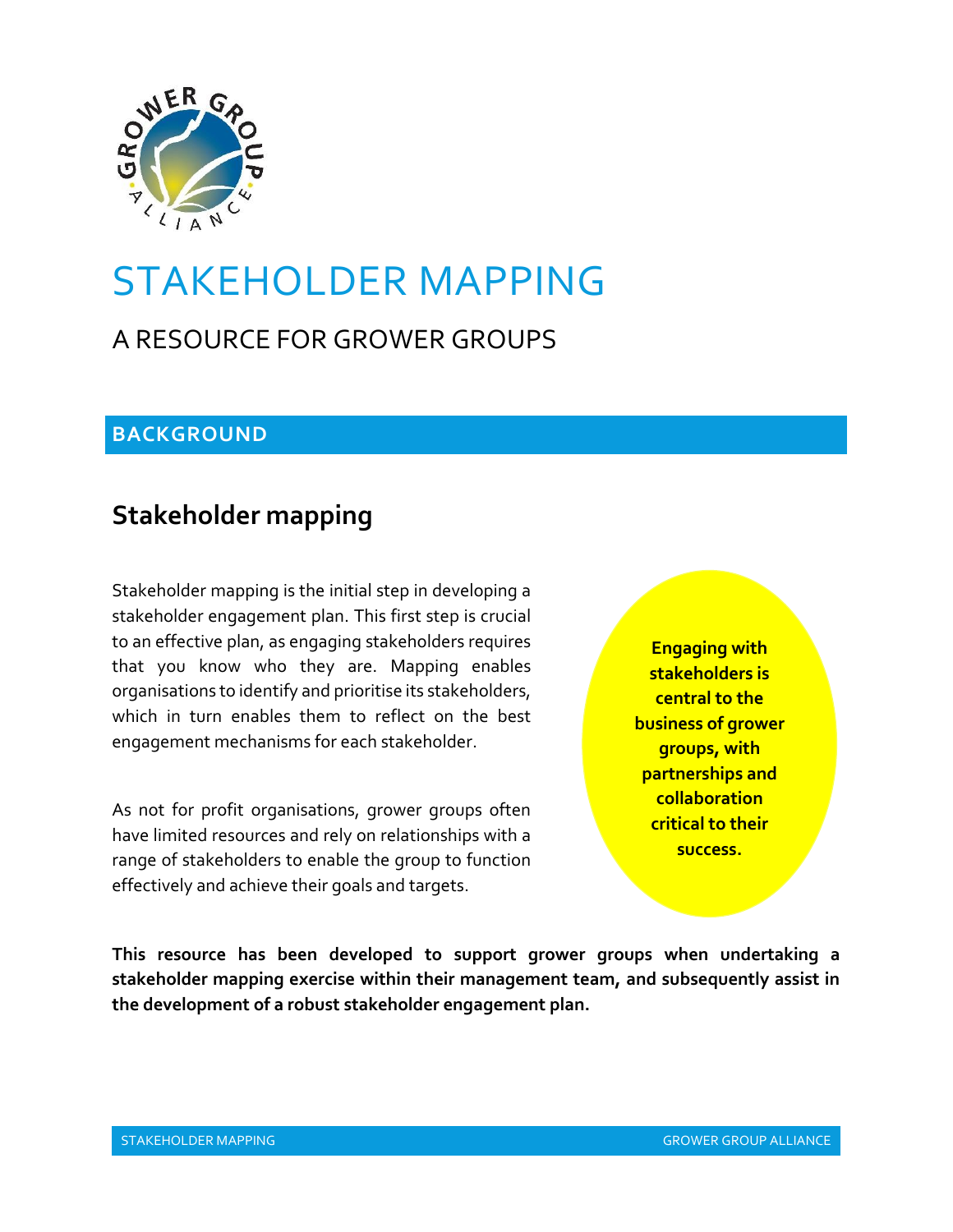# STAKEHOLDER MAPPING

## A RESOURCE FOR GROWER GROUPS

## BACKGROUND

### Stakeholder mapping

Stakeholder mapping is the initial step in developing a stakeholder engagement plan. This first step is crucial to an effective plan, as engaging stakeholders requires that you know who they are. Mapping enables organisations to identify and prioritise its stakeholders, which in turn enables them to reflect on the best engagement mechanisms for each stakeholder.

As not for profit organisations, grower groups often have limited resources and rely on relationships with a range of stakeholders to enable the group to function effectively and achieve their goals and targets.

**Engaging with stakeholders is central to the business of grower groups, with partnerships and collaboration critical to their success.**

**This resource has been developed to support grower groups when undertaking a stakeholder mapping exercise within their management team, and subsequently assist in the development of a robust stakeholder engagement plan.**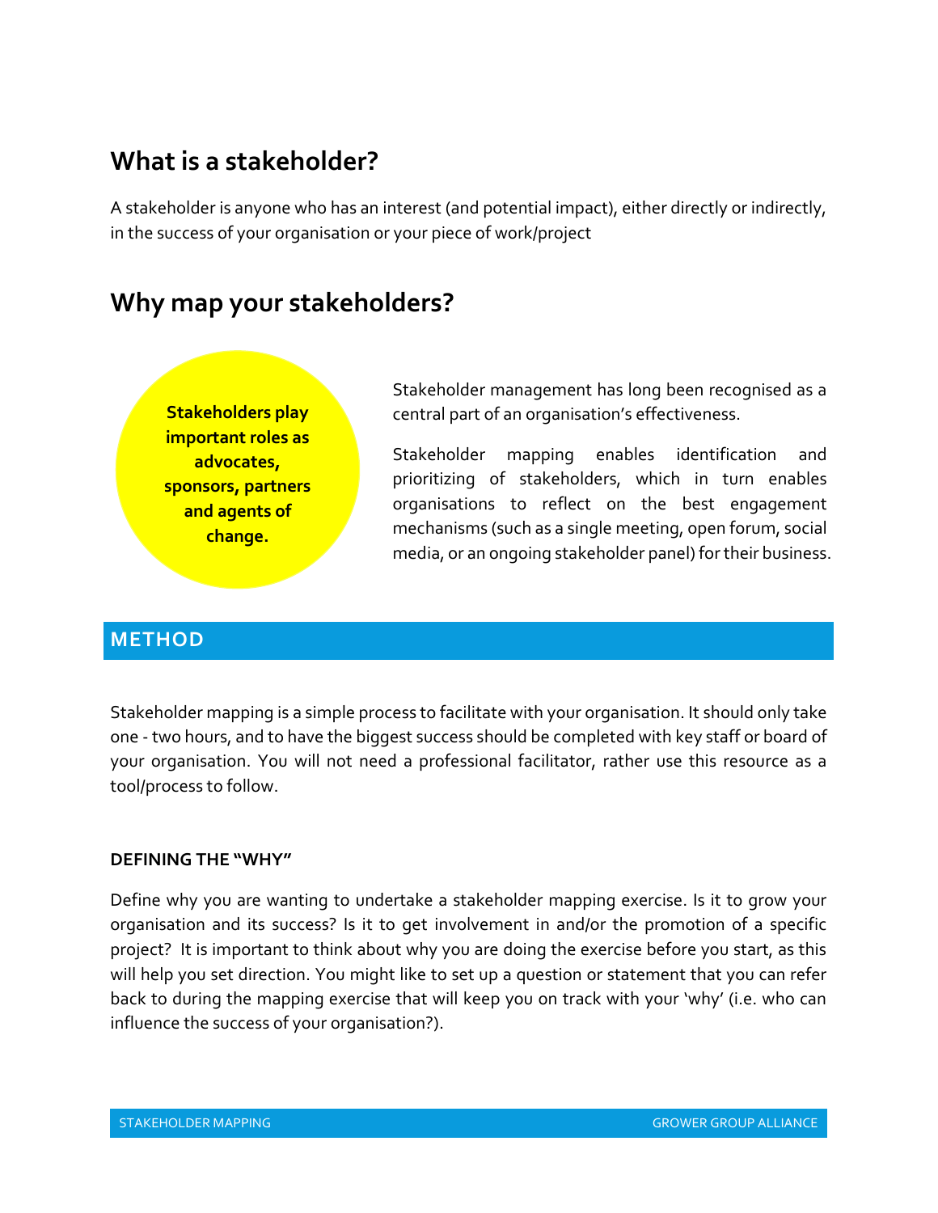## What is a stakeholder?

A stakeholder is anyone who has an interest (and potential impact), either directly or indirectly, in the success of your organisation or your piece of work/project

## Why map your stakeholders?

**Stakeholders play important roles as advocates, sponsors, partners and agents of change.**

Stakeholder management has long been recognised as a central part of an organisation's effectiveness.

Stakeholder mapping enables identification and prioritizing of stakeholders, which in turn enables organisations to reflect on the best engagement mechanisms (such as a single meeting, open forum, social media, or an ongoing stakeholder panel) for their business.

## METHOD

Stakeholder mapping is a simple process to facilitate with your organisation. It should only take one - two hours, and to have the biggest success should be completed with key staff or board of your organisation. You will not need a professional facilitator, rather use this resource as a tool/process to follow.

### DEFINING THE "WHY"

Define why you are wanting to undertake a stakeholder mapping exercise. Is it to grow your organisation and its success? Is it to get involvement in and/or the promotion of a specific project? It is important to think about why you are doing the exercise before you start, as this will help you set direction. You might like to set up a question or statement that you can refer back to during the mapping exercise that will keep you on track with your 'why' (i.e. who can influence the success of your organisation?).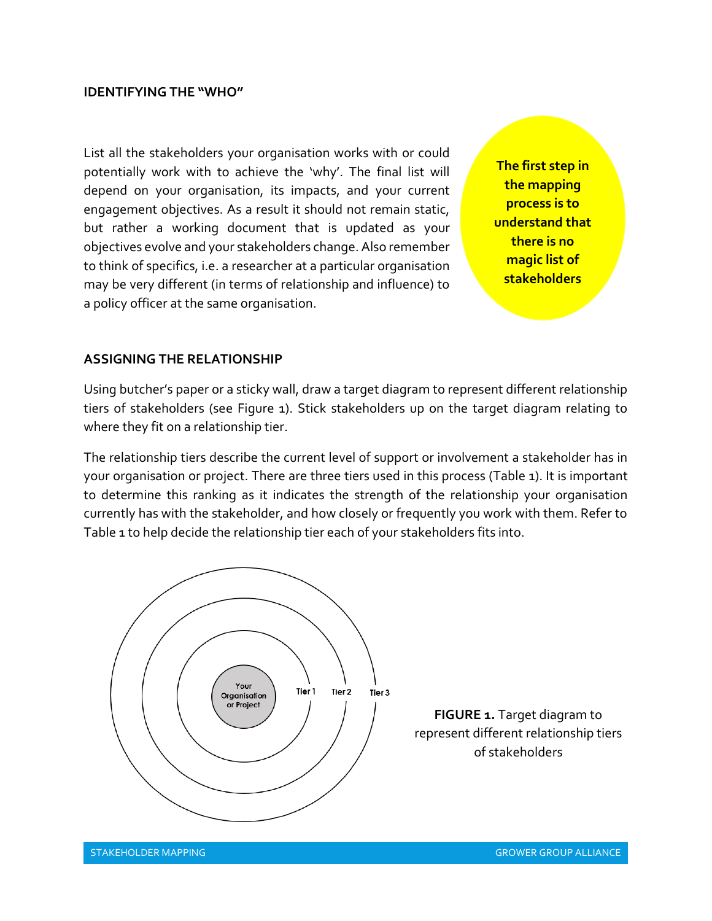## IDENTIFYING THE "WHO"

List all the stakeholders your organisation works with or could potentially work with to achieve the 'why'. The final list will depend on your organisation, its impacts, and your current engagement objectives. As a result it should not remain static, but rather a working document that is updated as your objectives evolve and your stakeholders change. Also remember to think of specifics, i.e. a researcher at a particular organisation may be very different (in terms of relationship and influence) to a policy officer at the same organisation.

**The first step in the mapping process is to understand that there is no magic list of stakeholders**

## ASSIGNING THE RELATIONSHIP

Using butcher's paper or a sticky wall, draw a target diagram to represent different relationship tiers of stakeholders (see Figure 1). Stick stakeholders up on the target diagram relating to where they fit on a relationship tier.

The relationship tiers describe the current level of support or involvement a stakeholder has in your organisation or project. There are three tiers used in this process (Table 1). It is important to determine this ranking as it indicates the strength of the relationship your organisation currently has with the stakeholder, and how closely or frequently you work with them. Refer to Table 1 to help decide the relationship tier each of your stakeholders fits into.

Your Organisation or Project

Tier 1

Tier 2

Tier 3

**FIGURE 1.** Target diagram to represent different relationship tiers of stakeholders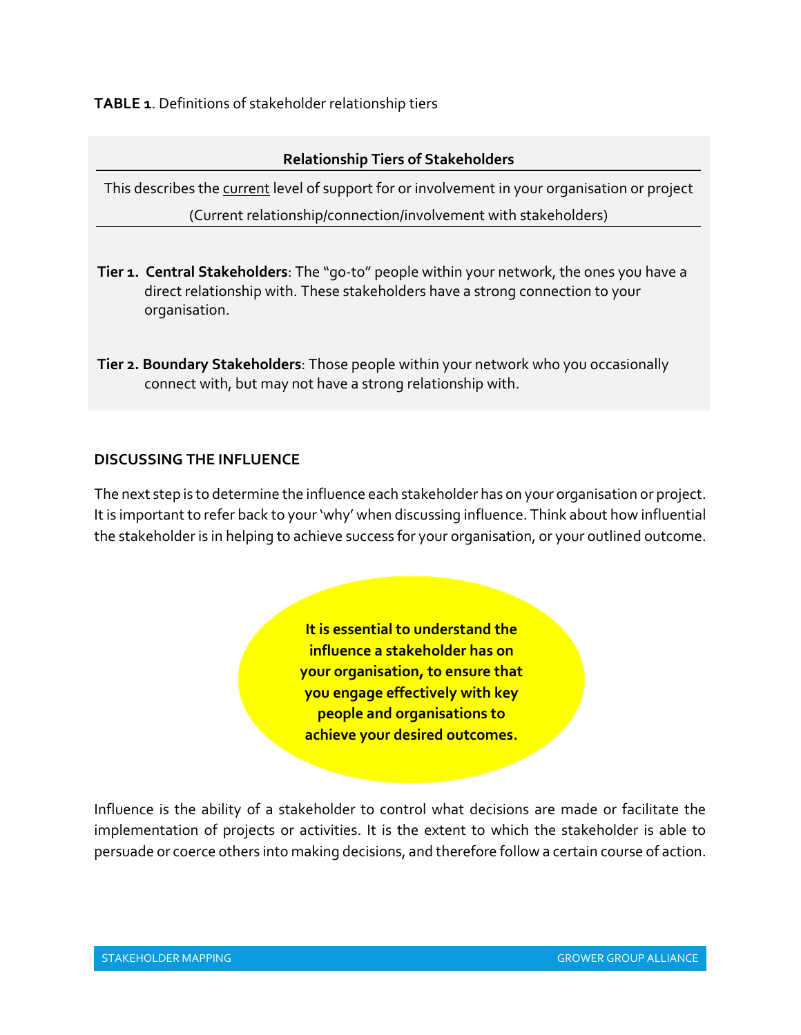**TABLE 1**. Definitions of stakeholder relationship tiers

**Relationship Tiers of Stakeholders**

This describes the current level of support for or involvement in your organisation or project

(Current relationship/connection/involvement with stakeholders)

**Tier 1. Central Stakeholders**: The "go-to" people within your network, the ones you have a direct relationship with. These stakeholders have a strong connection to your organisation.

**Tier 2. Boundary Stakeholders**: Those people within your network who you occasionally connect with, but may not have a strong relationship with.

## DISCUSSING THE INFLUENCE

The next step is to determine the influence each stakeholder has on your organisation or project. It is important to refer back to your 'why' when discussing influence. Think about how influential the stakeholder is in helping to achieve success for your organisation, or your outlined outcome.

**It is essential to understand the influence a stakeholder has on your organisation, to ensure that you engage effectively with key people and organisations to achieve your desired outcomes.**

Influence is the ability of a stakeholder to control what decisions are made or facilitate the implementation of projects or activities. It is the extent to which the stakeholder is able to persuade or coerce others into making decisions, and therefore follow a certain course of action.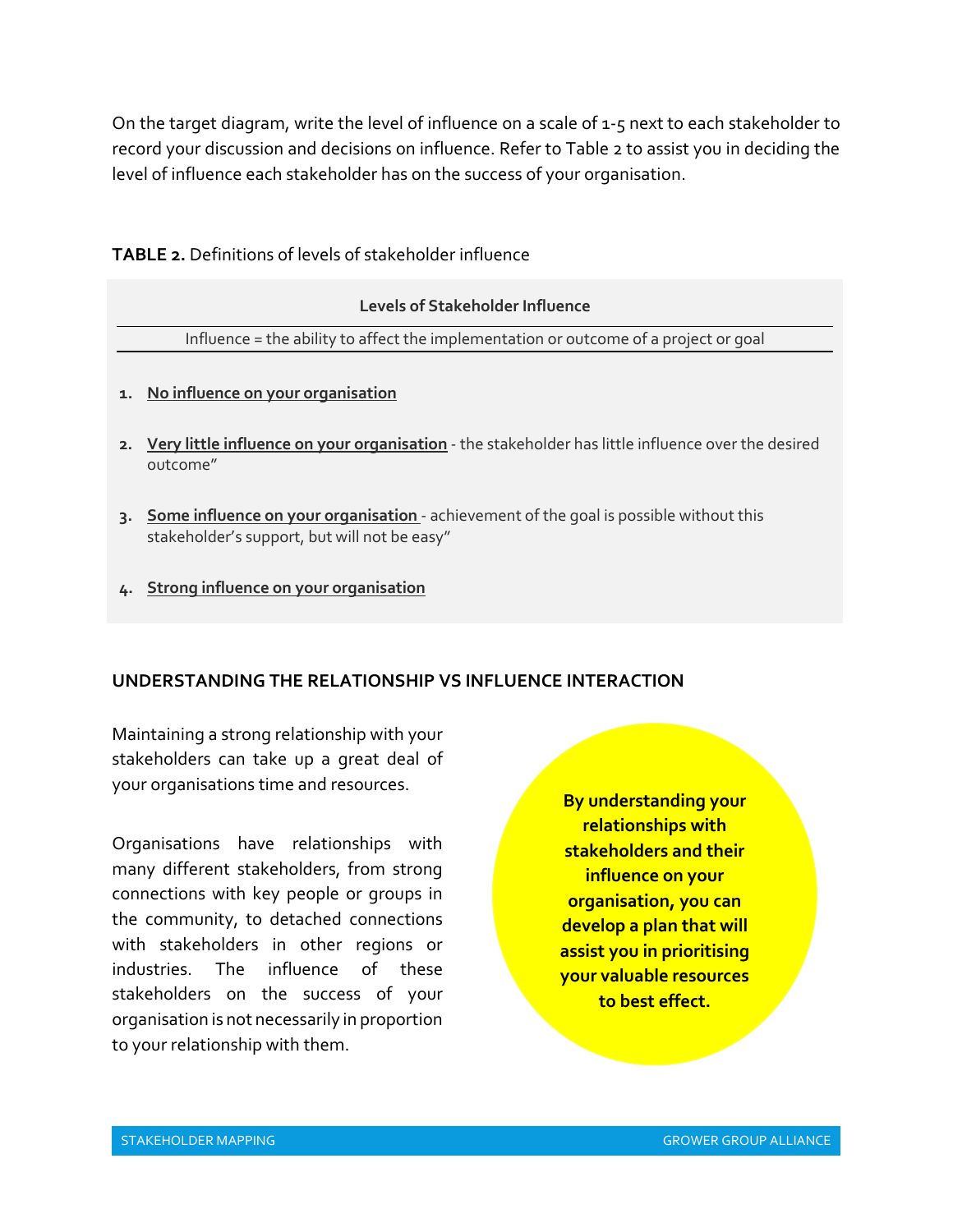On the target diagram, write the level of influence on a scale of 1-5 next to each stakeholder to record your discussion and decisions on influence. Refer to Table 2 to assist you in deciding the level of influence each stakeholder has on the success of your organisation.

**TABLE 2.** Definitions of levels of stakeholder influence

**Levels of Stakeholder Influence**

Influence = the ability to affect the implementation or outcome of a project or goal

1. **No influence on your organisation**
2. **Very little influence on your organisation** - the stakeholder has little influence over the desired outcome"
3. **Some influence on your organisation** - achievement of the goal is possible without this stakeholder's support, but will not be easy"
4. **Strong influence on your organisation**

## UNDERSTANDING THE RELATIONSHIP VS INFLUENCE INTERACTION

Maintaining a strong relationship with your stakeholders can take up a great deal of your organisations time and resources.

Organisations have relationships with many different stakeholders, from strong connections with key people or groups in the community, to detached connections with stakeholders in other regions or industries. The influence of these stakeholders on the success of your organisation is not necessarily in proportion to your relationship with them.

**By understanding your relationships with stakeholders and their influence on your organisation, you can develop a plan that will assist you in prioritising your valuable resources to best effect.**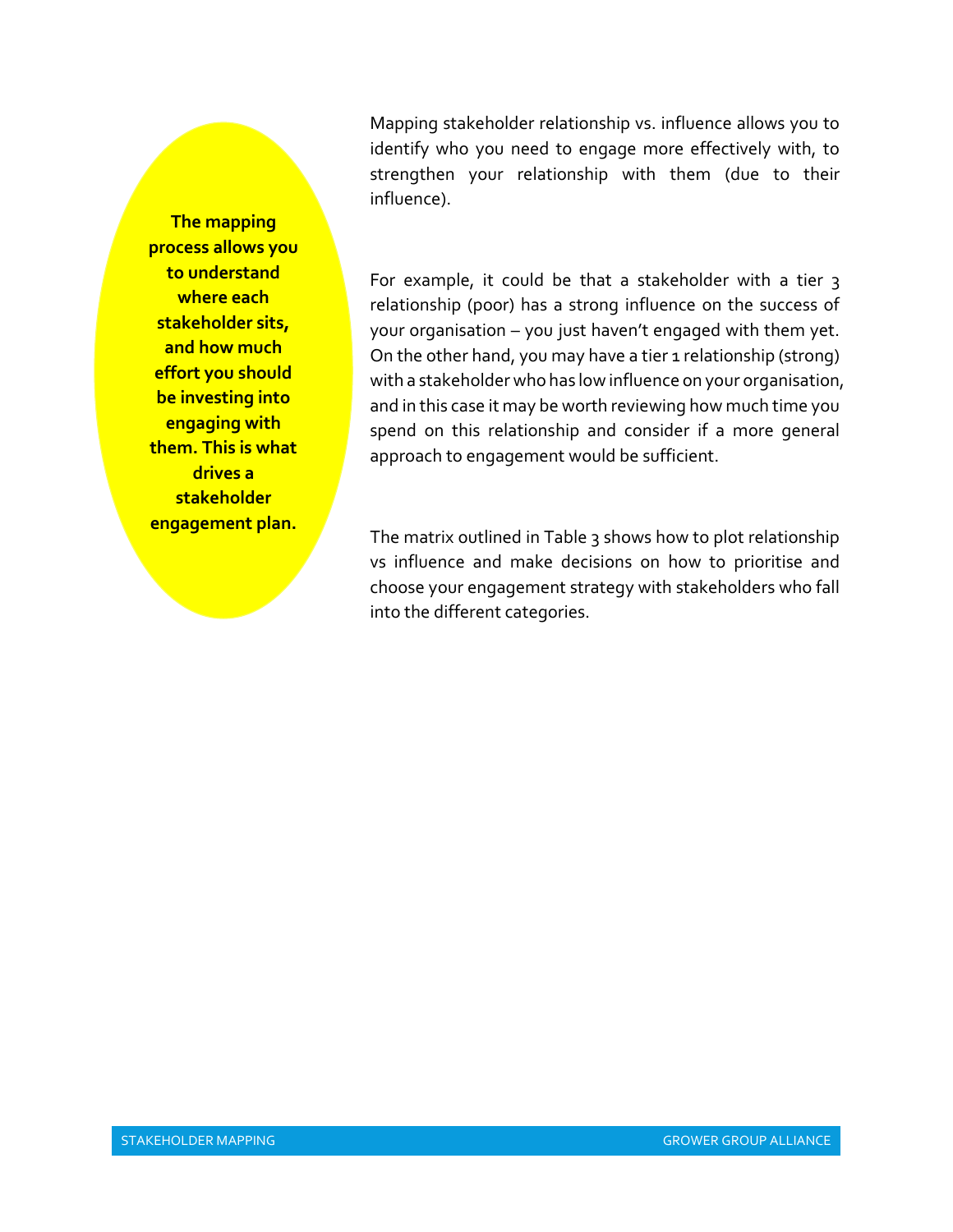**The mapping process allows you to understand where each stakeholder sits, and how much effort you should be investing into engaging with them. This is what drives a stakeholder engagement plan.**

Mapping stakeholder relationship vs. influence allows you to identify who you need to engage more effectively with, to strengthen your relationship with them (due to their influence).

For example, it could be that a stakeholder with a tier 3 relationship (poor) has a strong influence on the success of your organisation – you just haven't engaged with them yet. On the other hand, you may have a tier 1 relationship (strong) with a stakeholder who has low influence on your organisation, and in this case it may be worth reviewing how much time you spend on this relationship and consider if a more general approach to engagement would be sufficient.

The matrix outlined in Table 3 shows how to plot relationship vs influence and make decisions on how to prioritise and choose your engagement strategy with stakeholders who fall into the different categories.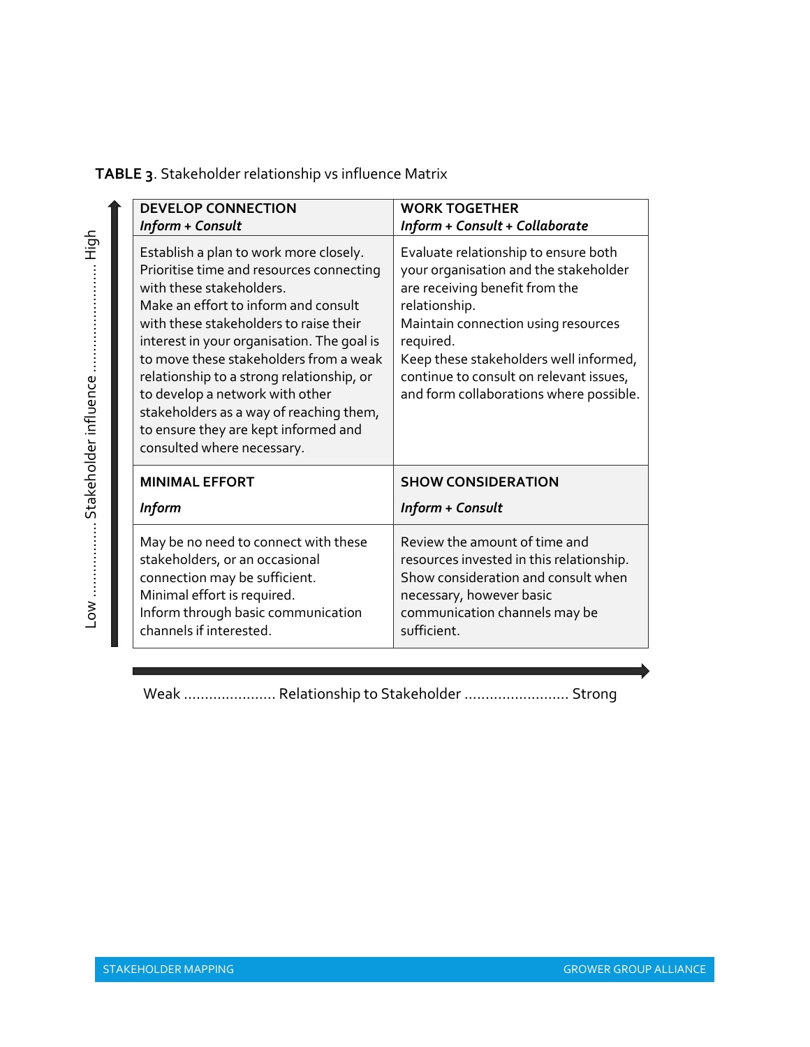**TABLE 3**. Stakeholder relationship vs influence Matrix

| Stakeholder influence (Low → High) / Relationship to Stakeholder (Weak → Strong) | Weak | Strong |
|---|---|---|
| **High** | **DEVELOP CONNECTION**<br>***Inform + Consult***<br><br>Establish a plan to work more closely.<br>Prioritise time and resources connecting with these stakeholders.<br>Make an effort to inform and consult with these stakeholders to raise their interest in your organisation. The goal is to move these stakeholders from a weak relationship to a strong relationship, or to develop a network with other stakeholders as a way of reaching them, to ensure they are kept informed and consulted where necessary. | **WORK TOGETHER**<br>***Inform + Consult + Collaborate***<br><br>Evaluate relationship to ensure both your organisation and the stakeholder are receiving benefit from the relationship.<br>Maintain connection using resources required.<br>Keep these stakeholders well informed, continue to consult on relevant issues, and form collaborations where possible. |
| **Low** | **MINIMAL EFFORT**<br>***Inform***<br><br>May be no need to connect with these stakeholders, or an occasional connection may be sufficient.<br>Minimal effort is required.<br>Inform through basic communication channels if interested. | **SHOW CONSIDERATION**<br>***Inform + Consult***<br><br>Review the amount of time and resources invested in this relationship.<br>Show consideration and consult when necessary, however basic communication channels may be sufficient. |

Weak ...................... Relationship to Stakeholder ......................... Strong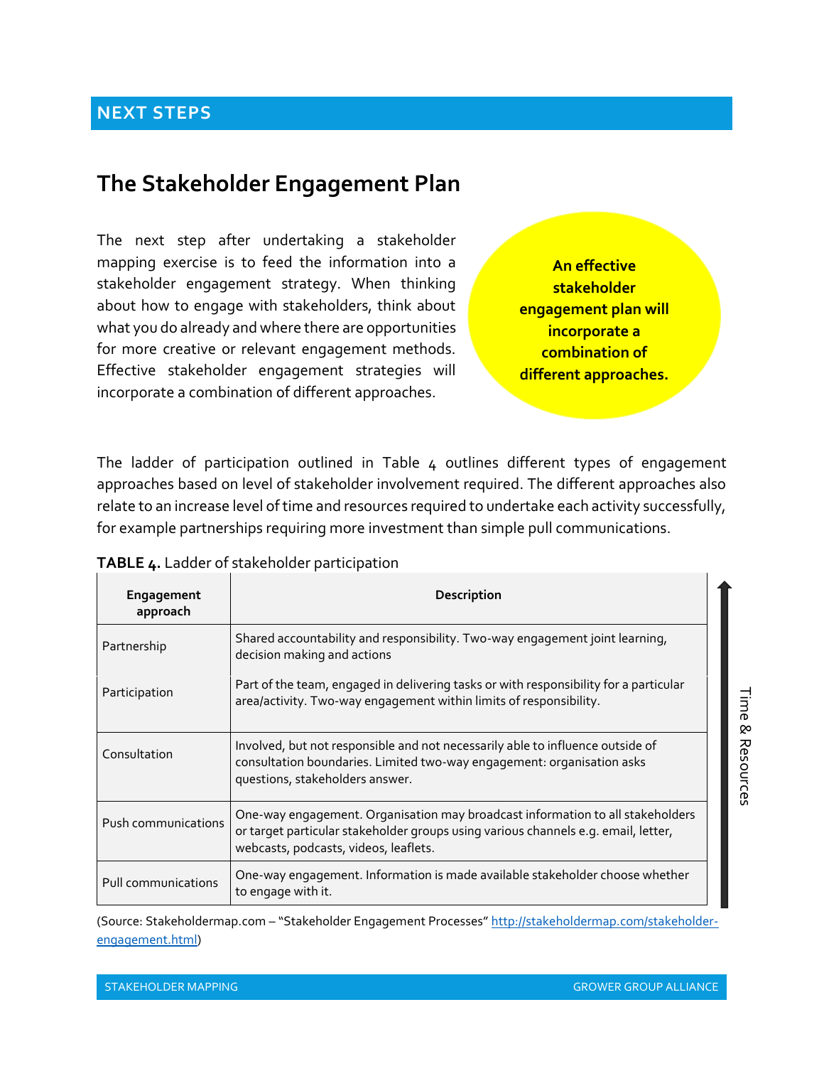## NEXT STEPS

# The Stakeholder Engagement Plan

The next step after undertaking a stakeholder mapping exercise is to feed the information into a stakeholder engagement strategy. When thinking about how to engage with stakeholders, think about what you do already and where there are opportunities for more creative or relevant engagement methods. Effective stakeholder engagement strategies will incorporate a combination of different approaches.

**An effective stakeholder engagement plan will incorporate a combination of different approaches.**

The ladder of participation outlined in Table 4 outlines different types of engagement approaches based on level of stakeholder involvement required. The different approaches also relate to an increase level of time and resources required to undertake each activity successfully, for example partnerships requiring more investment than simple pull communications.

**TABLE 4.** Ladder of stakeholder participation

| Engagement approach | Description |
|---|---|
| Partnership | Shared accountability and responsibility. Two-way engagement joint learning, decision making and actions |
| Participation | Part of the team, engaged in delivering tasks or with responsibility for a particular area/activity. Two-way engagement within limits of responsibility. |
| Consultation | Involved, but not responsible and not necessarily able to influence outside of consultation boundaries. Limited two-way engagement: organisation asks questions, stakeholders answer. |
| Push communications | One-way engagement. Organisation may broadcast information to all stakeholders or target particular stakeholder groups using various channels e.g. email, letter, webcasts, podcasts, videos, leaflets. |
| Pull communications | One-way engagement. Information is made available stakeholder choose whether to engage with it. |

Time & Resources

(Source: Stakeholdermap.com – "Stakeholder Engagement Processes" http://stakeholdermap.com/stakeholder-engagement.html)